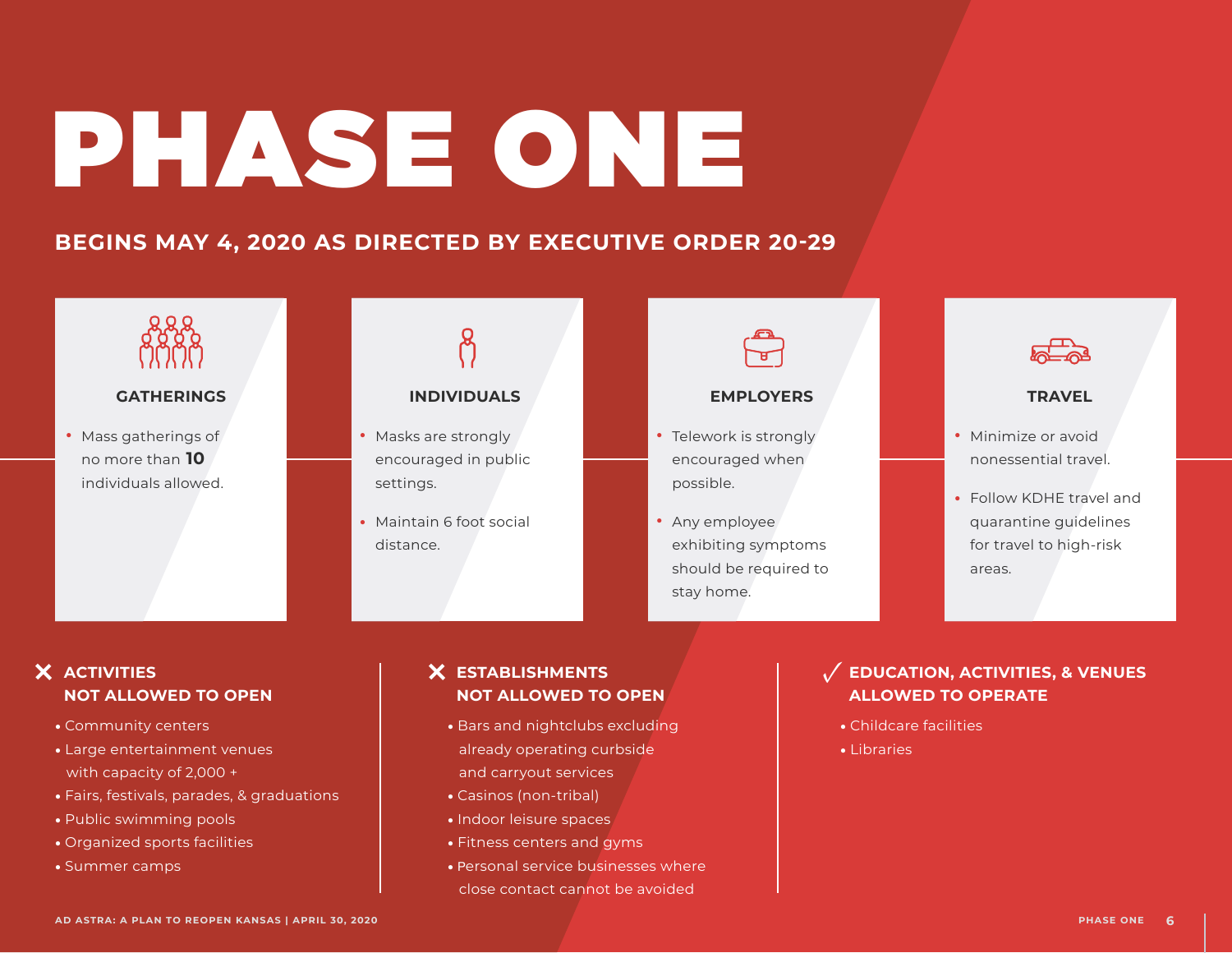# PHASE ONE

## BEGINS MAY 4, 2020 AS DIRECTED BY EXECUTIVE ORDER 20-29

### GATHERINGS

- Mass gatherings of no more than **10** individuals allowed.

### INDIVIDUALS

- Masks are strongly encouraged in public settings.
- Maintain 6 foot social distance.

### EMPLOYERS

- Telework is strongly encouraged when possible.
- Any employee exhibiting symptoms should be required to stay home.

### TRAVEL

- Minimize or avoid nonessential travel.
- Follow KDHE travel and quarantine guidelines for travel to high-risk areas.

### ✕ ACTIVITIES NOT ALLOWED TO OPEN

- Community centers
- Large entertainment venues with capacity of 2,000 +
- Fairs, festivals, parades, & graduations
- Public swimming pools
- Organized sports facilities
- Summer camps

### ✕ ESTABLISHMENTS NOT ALLOWED TO OPEN

- Bars and nightclubs excluding already operating curbside and carryout services
- Casinos (non-tribal)
- Indoor leisure spaces
- Fitness centers and gyms
- Personal service businesses where close contact cannot be avoided

### ✓ EDUCATION, ACTIVITIES, & VENUES ALLOWED TO OPERATE

- Childcare facilities
- Libraries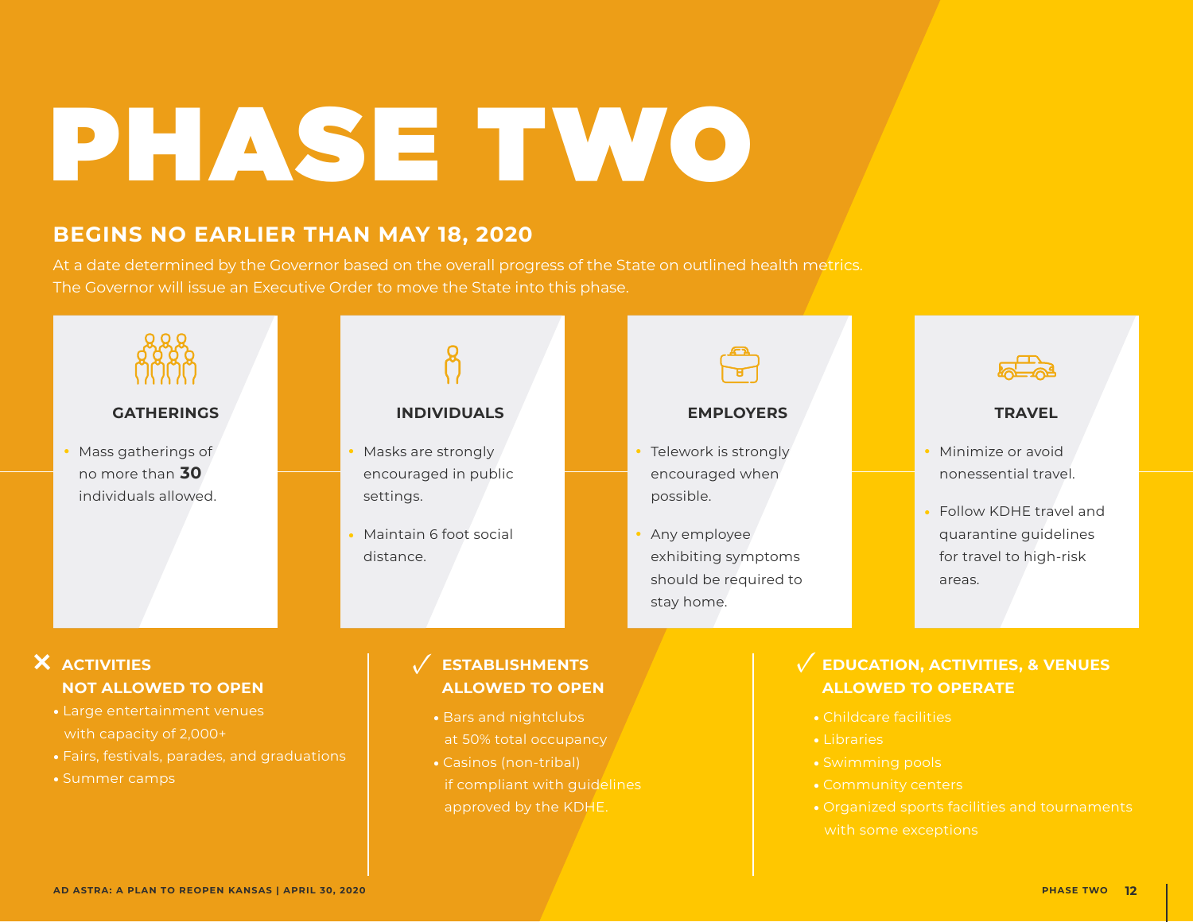# PHASE TWO

## BEGINS NO EARLIER THAN MAY 18, 2020

At a date determined by the Governor based on the overall progress of the State on outlined health metrics. The Governor will issue an Executive Order to move the State into this phase.

### GATHERINGS

- Mass gatherings of no more than **30** individuals allowed.

### INDIVIDUALS

- Masks are strongly encouraged in public settings.
- Maintain 6 foot social distance.

### EMPLOYERS

- Telework is strongly encouraged when possible.
- Any employee exhibiting symptoms should be required to stay home.

### TRAVEL

- Minimize or avoid nonessential travel.
- Follow KDHE travel and quarantine guidelines for travel to high-risk areas.

### ✕ ACTIVITIES NOT ALLOWED TO OPEN

- Large entertainment venues with capacity of 2,000+
- Fairs, festivals, parades, and graduations
- Summer camps

### ✓ ESTABLISHMENTS ALLOWED TO OPEN

- Bars and nightclubs at 50% total occupancy
- Casinos (non-tribal) if compliant with guidelines approved by the KDHE.

### ✓ EDUCATION, ACTIVITIES, & VENUES ALLOWED TO OPERATE

- Childcare facilities
- Libraries
- Swimming pools
- Community centers
- Organized sports facilities and tournaments with some exceptions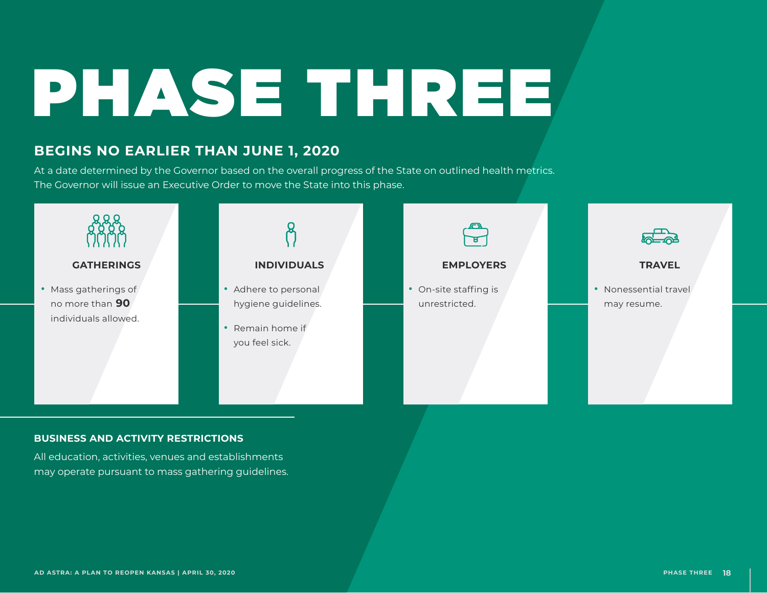# PHASE THREE

## BEGINS NO EARLIER THAN JUNE 1, 2020

At a date determined by the Governor based on the overall progress of the State on outlined health metrics. The Governor will issue an Executive Order to move the State into this phase.

### GATHERINGS

- Mass gatherings of no more than **90** individuals allowed.

### INDIVIDUALS

- Adhere to personal hygiene guidelines.
- Remain home if you feel sick.

### EMPLOYERS

- On-site staffing is unrestricted.

### TRAVEL

- Nonessential travel may resume.

### BUSINESS AND ACTIVITY RESTRICTIONS

All education, activities, venues and establishments may operate pursuant to mass gathering guidelines.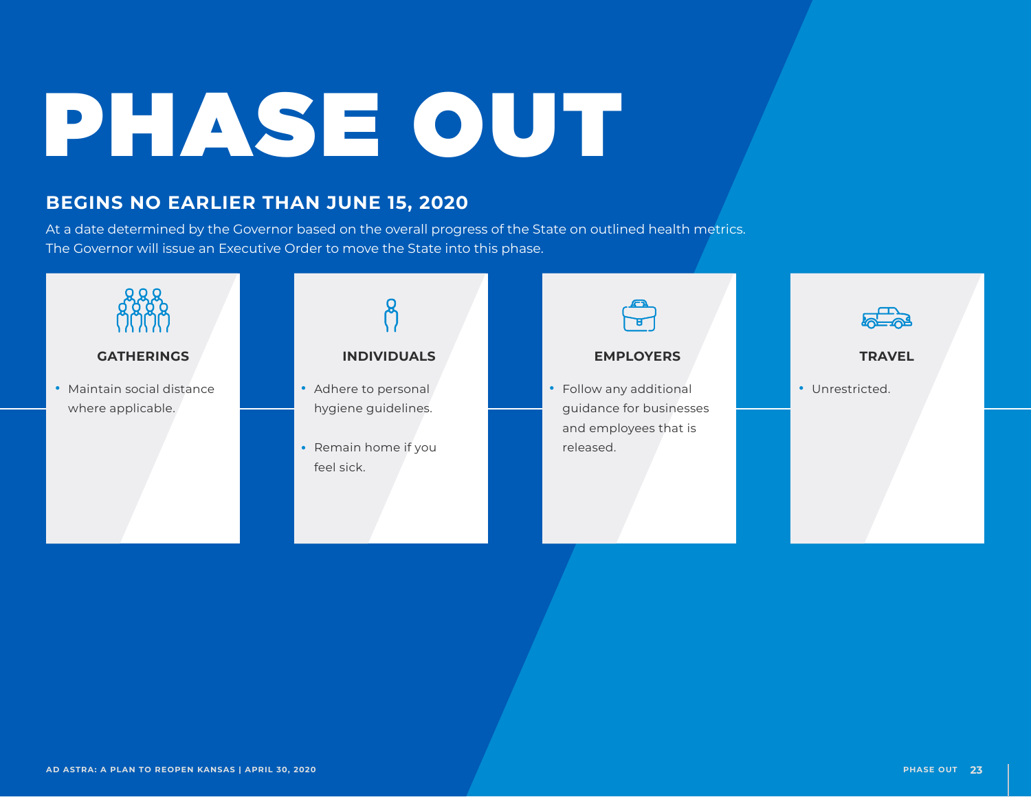# PHASE OUT

## BEGINS NO EARLIER THAN JUNE 15, 2020

At a date determined by the Governor based on the overall progress of the State on outlined health metrics. The Governor will issue an Executive Order to move the State into this phase.

### GATHERINGS

- Maintain social distance where applicable.

### INDIVIDUALS

- Adhere to personal hygiene guidelines.
- Remain home if you feel sick.

### EMPLOYERS

- Follow any additional guidance for businesses and employees that is released.

### TRAVEL

- Unrestricted.